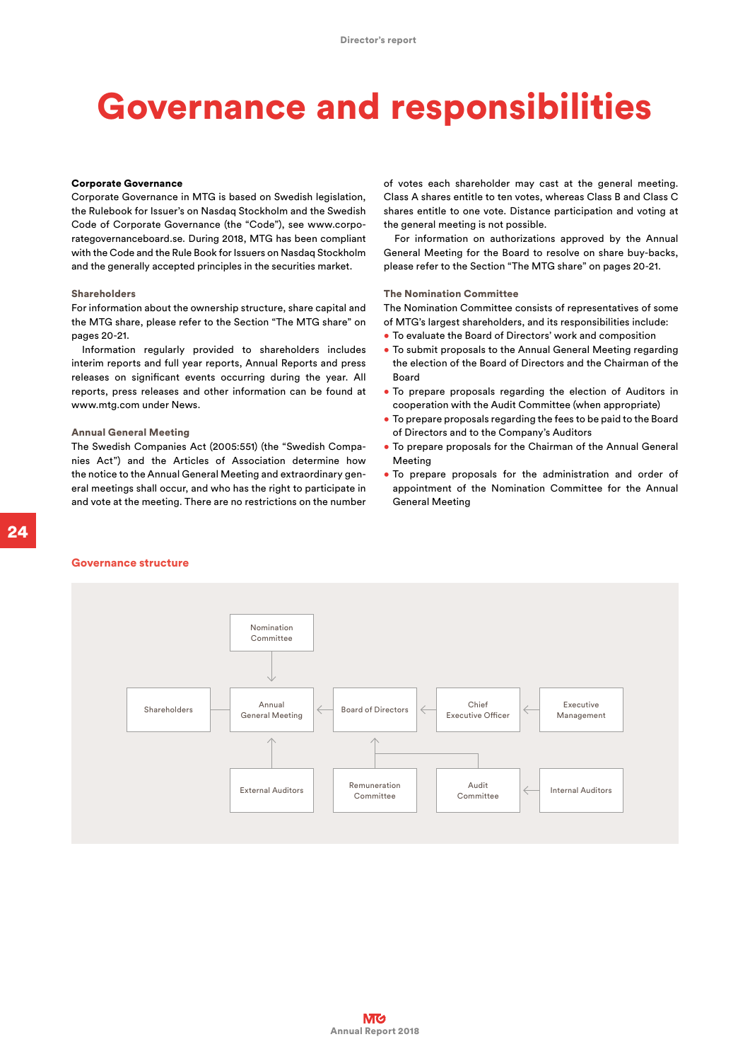# Governance and responsibilities

**Corporate Governance**

Corporate Governance in MTG is based on Swedish legislation, the Rulebook for Issuer's on Nasdaq Stockholm and the Swedish Code of Corporate Governance (the "Code"), see www.corporategovernanceboard.se. During 2018, MTG has been compliant with the Code and the Rule Book for Issuers on Nasdaq Stockholm and the generally accepted principles in the securities market.

### Shareholders

For information about the ownership structure, share capital and the MTG share, please refer to the Section "The MTG share" on pages 20-21.

Information regularly provided to shareholders includes interim reports and full year reports, Annual Reports and press releases on significant events occurring during the year. All reports, press releases and other information can be found at www.mtg.com under News.

### Annual General Meeting

The Swedish Companies Act (2005:551) (the "Swedish Companies Act") and the Articles of Association determine how the notice to the Annual General Meeting and extraordinary general meetings shall occur, and who has the right to participate in and vote at the meeting. There are no restrictions on the number of votes each shareholder may cast at the general meeting. Class A shares entitle to ten votes, whereas Class B and Class C shares entitle to one vote. Distance participation and voting at the general meeting is not possible.

For information on authorizations approved by the Annual General Meeting for the Board to resolve on share buy-backs, please refer to the Section "The MTG share" on pages 20-21.

### The Nomination Committee

The Nomination Committee consists of representatives of some of MTG's largest shareholders, and its responsibilities include:

- To evaluate the Board of Directors' work and composition
- To submit proposals to the Annual General Meeting regarding the election of the Board of Directors and the Chairman of the Board
- To prepare proposals regarding the election of Auditors in cooperation with the Audit Committee (when appropriate)
- To prepare proposals regarding the fees to be paid to the Board of Directors and to the Company's Auditors
- To prepare proposals for the Chairman of the Annual General Meeting
- To prepare proposals for the administration and order of appointment of the Nomination Committee for the Annual General Meeting

### Governance structure

Nomination Committee → Annual General Meeting

Shareholders — Annual General Meeting ← Board of Directors ← Chief Executive Officer ← Executive Management

External Auditors → Annual General Meeting

Remuneration Committee → Board of Directors

Audit Committee → Board of Directors

Internal Auditors → Audit Committee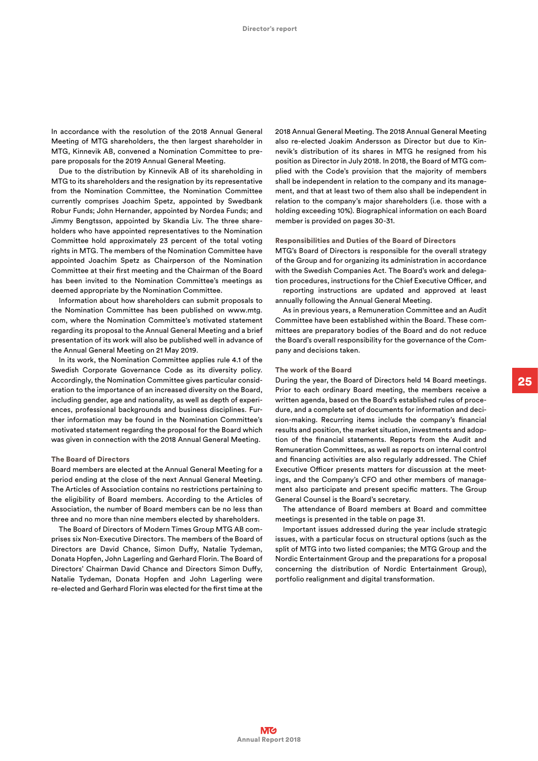In accordance with the resolution of the 2018 Annual General Meeting of MTG shareholders, the then largest shareholder in MTG, Kinnevik AB, convened a Nomination Committee to prepare proposals for the 2019 Annual General Meeting.

Due to the distribution by Kinnevik AB of its shareholding in MTG to its shareholders and the resignation by its representative from the Nomination Committee, the Nomination Committee currently comprises Joachim Spetz, appointed by Swedbank Robur Funds; John Hernander, appointed by Nordea Funds; and Jimmy Bengtsson, appointed by Skandia Liv. The three shareholders who have appointed representatives to the Nomination Committee hold approximately 23 percent of the total voting rights in MTG. The members of the Nomination Committee have appointed Joachim Spetz as Chairperson of the Nomination Committee at their first meeting and the Chairman of the Board has been invited to the Nomination Committee's meetings as deemed appropriate by the Nomination Committee.

Information about how shareholders can submit proposals to the Nomination Committee has been published on www.mtg.com, where the Nomination Committee's motivated statement regarding its proposal to the Annual General Meeting and a brief presentation of its work will also be published well in advance of the Annual General Meeting on 21 May 2019.

In its work, the Nomination Committee applies rule 4.1 of the Swedish Corporate Governance Code as its diversity policy. Accordingly, the Nomination Committee gives particular consideration to the importance of an increased diversity on the Board, including gender, age and nationality, as well as depth of experiences, professional backgrounds and business disciplines. Further information may be found in the Nomination Committee's motivated statement regarding the proposal for the Board which was given in connection with the 2018 Annual General Meeting.

### The Board of Directors

Board members are elected at the Annual General Meeting for a period ending at the close of the next Annual General Meeting. The Articles of Association contains no restrictions pertaining to the eligibility of Board members. According to the Articles of Association, the number of Board members can be no less than three and no more than nine members elected by shareholders.

The Board of Directors of Modern Times Group MTG AB comprises six Non-Executive Directors. The members of the Board of Directors are David Chance, Simon Duffy, Natalie Tydeman, Donata Hopfen, John Lagerling and Gerhard Florin. The Board of Directors' Chairman David Chance and Directors Simon Duffy, Natalie Tydeman, Donata Hopfen and John Lagerling were re-elected and Gerhard Florin was elected for the first time at the 2018 Annual General Meeting. The 2018 Annual General Meeting also re-elected Joakim Andersson as Director but due to Kinnevik's distribution of its shares in MTG he resigned from his position as Director in July 2018. In 2018, the Board of MTG complied with the Code's provision that the majority of members shall be independent in relation to the company and its management, and that at least two of them also shall be independent in relation to the company's major shareholders (i.e. those with a holding exceeding 10%). Biographical information on each Board member is provided on pages 30-31.

### Responsibilities and Duties of the Board of Directors

MTG's Board of Directors is responsible for the overall strategy of the Group and for organizing its administration in accordance with the Swedish Companies Act. The Board's work and delegation procedures, instructions for the Chief Executive Officer, and reporting instructions are updated and approved at least annually following the Annual General Meeting.

As in previous years, a Remuneration Committee and an Audit Committee have been established within the Board. These committees are preparatory bodies of the Board and do not reduce the Board's overall responsibility for the governance of the Company and decisions taken.

### The work of the Board

During the year, the Board of Directors held 14 Board meetings. Prior to each ordinary Board meeting, the members receive a written agenda, based on the Board's established rules of procedure, and a complete set of documents for information and decision-making. Recurring items include the company's financial results and position, the market situation, investments and adoption of the financial statements. Reports from the Audit and Remuneration Committees, as well as reports on internal control and financing activities are also regularly addressed. The Chief Executive Officer presents matters for discussion at the meetings, and the Company's CFO and other members of management also participate and present specific matters. The Group General Counsel is the Board's secretary.

The attendance of Board members at Board and committee meetings is presented in the table on page 31.

Important issues addressed during the year include strategic issues, with a particular focus on structural options (such as the split of MTG into two listed companies; the MTG Group and the Nordic Entertainment Group and the preparations for a proposal concerning the distribution of Nordic Entertainment Group), portfolio realignment and digital transformation.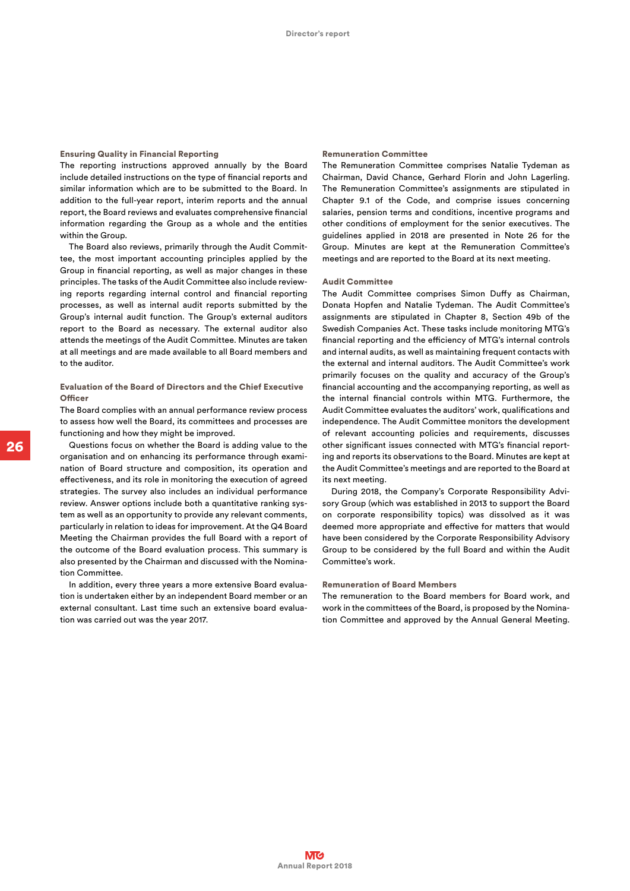### Ensuring Quality in Financial Reporting

The reporting instructions approved annually by the Board include detailed instructions on the type of financial reports and similar information which are to be submitted to the Board. In addition to the full-year report, interim reports and the annual report, the Board reviews and evaluates comprehensive financial information regarding the Group as a whole and the entities within the Group.

The Board also reviews, primarily through the Audit Committee, the most important accounting principles applied by the Group in financial reporting, as well as major changes in these principles. The tasks of the Audit Committee also include reviewing reports regarding internal control and financial reporting processes, as well as internal audit reports submitted by the Group's internal audit function. The Group's external auditors report to the Board as necessary. The external auditor also attends the meetings of the Audit Committee. Minutes are taken at all meetings and are made available to all Board members and to the auditor.

### Evaluation of the Board of Directors and the Chief Executive Officer

The Board complies with an annual performance review process to assess how well the Board, its committees and processes are functioning and how they might be improved.

Questions focus on whether the Board is adding value to the organisation and on enhancing its performance through examination of Board structure and composition, its operation and effectiveness, and its role in monitoring the execution of agreed strategies. The survey also includes an individual performance review. Answer options include both a quantitative ranking system as well as an opportunity to provide any relevant comments, particularly in relation to ideas for improvement. At the Q4 Board Meeting the Chairman provides the full Board with a report of the outcome of the Board evaluation process. This summary is also presented by the Chairman and discussed with the Nomination Committee.

In addition, every three years a more extensive Board evaluation is undertaken either by an independent Board member or an external consultant. Last time such an extensive board evaluation was carried out was the year 2017.

### Remuneration Committee

The Remuneration Committee comprises Natalie Tydeman as Chairman, David Chance, Gerhard Florin and John Lagerling. The Remuneration Committee's assignments are stipulated in Chapter 9.1 of the Code, and comprise issues concerning salaries, pension terms and conditions, incentive programs and other conditions of employment for the senior executives. The guidelines applied in 2018 are presented in Note 26 for the Group. Minutes are kept at the Remuneration Committee's meetings and are reported to the Board at its next meeting.

### Audit Committee

The Audit Committee comprises Simon Duffy as Chairman, Donata Hopfen and Natalie Tydeman. The Audit Committee's assignments are stipulated in Chapter 8, Section 49b of the Swedish Companies Act. These tasks include monitoring MTG's financial reporting and the efficiency of MTG's internal controls and internal audits, as well as maintaining frequent contacts with the external and internal auditors. The Audit Committee's work primarily focuses on the quality and accuracy of the Group's financial accounting and the accompanying reporting, as well as the internal financial controls within MTG. Furthermore, the Audit Committee evaluates the auditors' work, qualifications and independence. The Audit Committee monitors the development of relevant accounting policies and requirements, discusses other significant issues connected with MTG's financial reporting and reports its observations to the Board. Minutes are kept at the Audit Committee's meetings and are reported to the Board at its next meeting.

During 2018, the Company's Corporate Responsibility Advisory Group (which was established in 2013 to support the Board on corporate responsibility topics) was dissolved as it was deemed more appropriate and effective for matters that would have been considered by the Corporate Responsibility Advisory Group to be considered by the full Board and within the Audit Committee's work.

### Remuneration of Board Members

The remuneration to the Board members for Board work, and work in the committees of the Board, is proposed by the Nomination Committee and approved by the Annual General Meeting.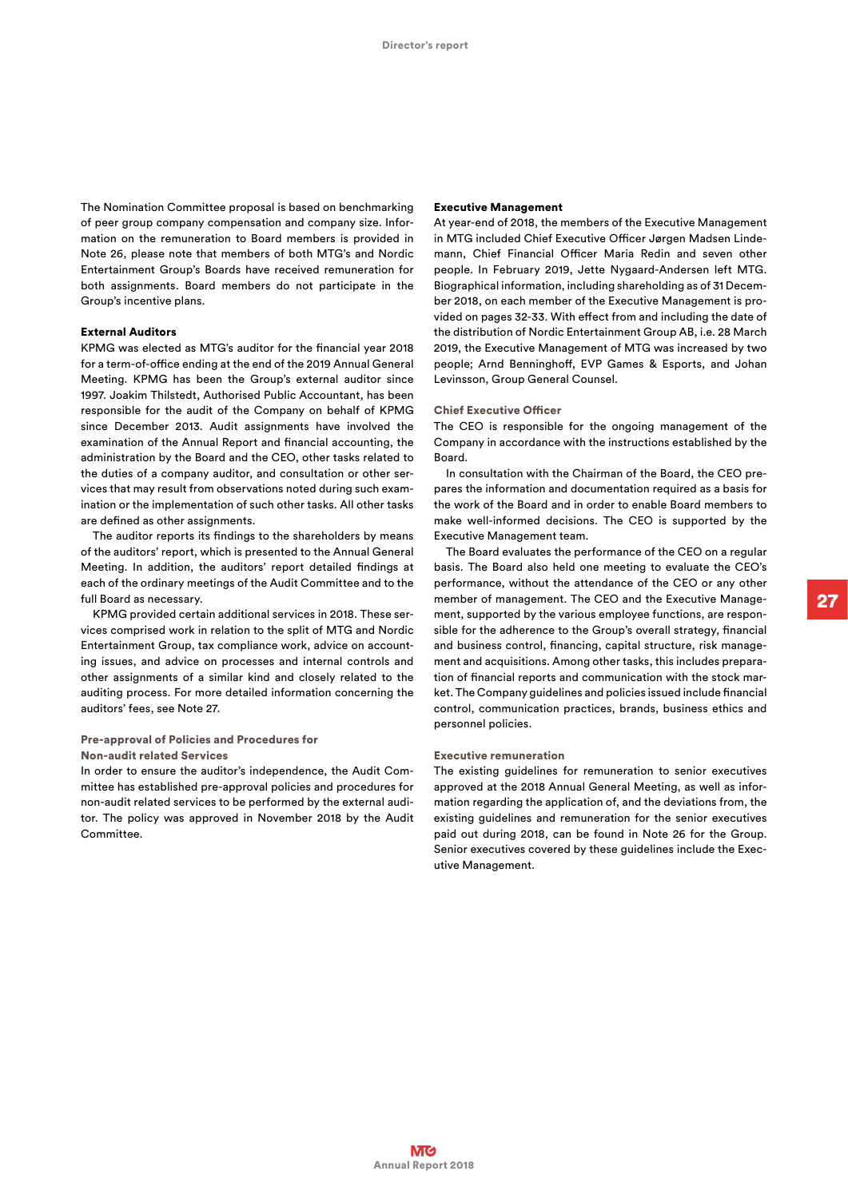The Nomination Committee proposal is based on benchmarking of peer group company compensation and company size. Information on the remuneration to Board members is provided in Note 26, please note that members of both MTG's and Nordic Entertainment Group's Boards have received remuneration for both assignments. Board members do not participate in the Group's incentive plans.

### External Auditors

KPMG was elected as MTG's auditor for the financial year 2018 for a term-of-office ending at the end of the 2019 Annual General Meeting. KPMG has been the Group's external auditor since 1997. Joakim Thilstedt, Authorised Public Accountant, has been responsible for the audit of the Company on behalf of KPMG since December 2013. Audit assignments have involved the examination of the Annual Report and financial accounting, the administration by the Board and the CEO, other tasks related to the duties of a company auditor, and consultation or other services that may result from observations noted during such examination or the implementation of such other tasks. All other tasks are defined as other assignments.

The auditor reports its findings to the shareholders by means of the auditors' report, which is presented to the Annual General Meeting. In addition, the auditors' report detailed findings at each of the ordinary meetings of the Audit Committee and to the full Board as necessary.

KPMG provided certain additional services in 2018. These services comprised work in relation to the split of MTG and Nordic Entertainment Group, tax compliance work, advice on accounting issues, and advice on processes and internal controls and other assignments of a similar kind and closely related to the auditing process. For more detailed information concerning the auditors' fees, see Note 27.

### Pre-approval of Policies and Procedures for Non-audit related Services

In order to ensure the auditor's independence, the Audit Committee has established pre-approval policies and procedures for non-audit related services to be performed by the external auditor. The policy was approved in November 2018 by the Audit Committee.

### Executive Management

At year-end of 2018, the members of the Executive Management in MTG included Chief Executive Officer Jørgen Madsen Lindemann, Chief Financial Officer Maria Redin and seven other people. In February 2019, Jette Nygaard-Andersen left MTG. Biographical information, including shareholding as of 31 December 2018, on each member of the Executive Management is provided on pages 32-33. With effect from and including the date of the distribution of Nordic Entertainment Group AB, i.e. 28 March 2019, the Executive Management of MTG was increased by two people; Arnd Benninghoff, EVP Games & Esports, and Johan Levinsson, Group General Counsel.

### Chief Executive Officer

The CEO is responsible for the ongoing management of the Company in accordance with the instructions established by the Board.

In consultation with the Chairman of the Board, the CEO prepares the information and documentation required as a basis for the work of the Board and in order to enable Board members to make well-informed decisions. The CEO is supported by the Executive Management team.

The Board evaluates the performance of the CEO on a regular basis. The Board also held one meeting to evaluate the CEO's performance, without the attendance of the CEO or any other member of management. The CEO and the Executive Management, supported by the various employee functions, are responsible for the adherence to the Group's overall strategy, financial and business control, financing, capital structure, risk management and acquisitions. Among other tasks, this includes preparation of financial reports and communication with the stock market. The Company guidelines and policies issued include financial control, communication practices, brands, business ethics and personnel policies.

### Executive remuneration

The existing guidelines for remuneration to senior executives approved at the 2018 Annual General Meeting, as well as information regarding the application of, and the deviations from, the existing guidelines and remuneration for the senior executives paid out during 2018, can be found in Note 26 for the Group. Senior executives covered by these guidelines include the Executive Management.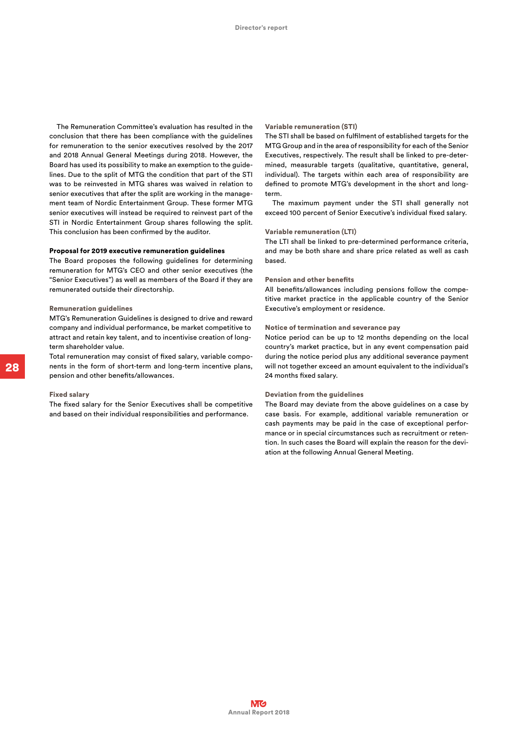The Remuneration Committee's evaluation has resulted in the conclusion that there has been compliance with the guidelines for remuneration to the senior executives resolved by the 2017 and 2018 Annual General Meetings during 2018. However, the Board has used its possibility to make an exemption to the guidelines. Due to the split of MTG the condition that part of the STI was to be reinvested in MTG shares was waived in relation to senior executives that after the split are working in the management team of Nordic Entertainment Group. These former MTG senior executives will instead be required to reinvest part of the STI in Nordic Entertainment Group shares following the split. This conclusion has been confirmed by the auditor.

**Proposal for 2019 executive remuneration guidelines**

The Board proposes the following guidelines for determining remuneration for MTG's CEO and other senior executives (the "Senior Executives") as well as members of the Board if they are remunerated outside their directorship.

### Remuneration guidelines

MTG's Remuneration Guidelines is designed to drive and reward company and individual performance, be market competitive to attract and retain key talent, and to incentivise creation of long-term shareholder value.

Total remuneration may consist of fixed salary, variable components in the form of short-term and long-term incentive plans, pension and other benefits/allowances.

### Fixed salary

The fixed salary for the Senior Executives shall be competitive and based on their individual responsibilities and performance.

### Variable remuneration (STI)

The STI shall be based on fulfilment of established targets for the MTG Group and in the area of responsibility for each of the Senior Executives, respectively. The result shall be linked to pre-determined, measurable targets (qualitative, quantitative, general, individual). The targets within each area of responsibility are defined to promote MTG's development in the short and long-term.

The maximum payment under the STI shall generally not exceed 100 percent of Senior Executive's individual fixed salary.

### Variable remuneration (LTI)

The LTI shall be linked to pre-determined performance criteria, and may be both share and share price related as well as cash based.

### Pension and other benefits

All benefits/allowances including pensions follow the competitive market practice in the applicable country of the Senior Executive's employment or residence.

### Notice of termination and severance pay

Notice period can be up to 12 months depending on the local country's market practice, but in any event compensation paid during the notice period plus any additional severance payment will not together exceed an amount equivalent to the individual's 24 months fixed salary.

### Deviation from the guidelines

The Board may deviate from the above guidelines on a case by case basis. For example, additional variable remuneration or cash payments may be paid in the case of exceptional performance or in special circumstances such as recruitment or retention. In such cases the Board will explain the reason for the deviation at the following Annual General Meeting.